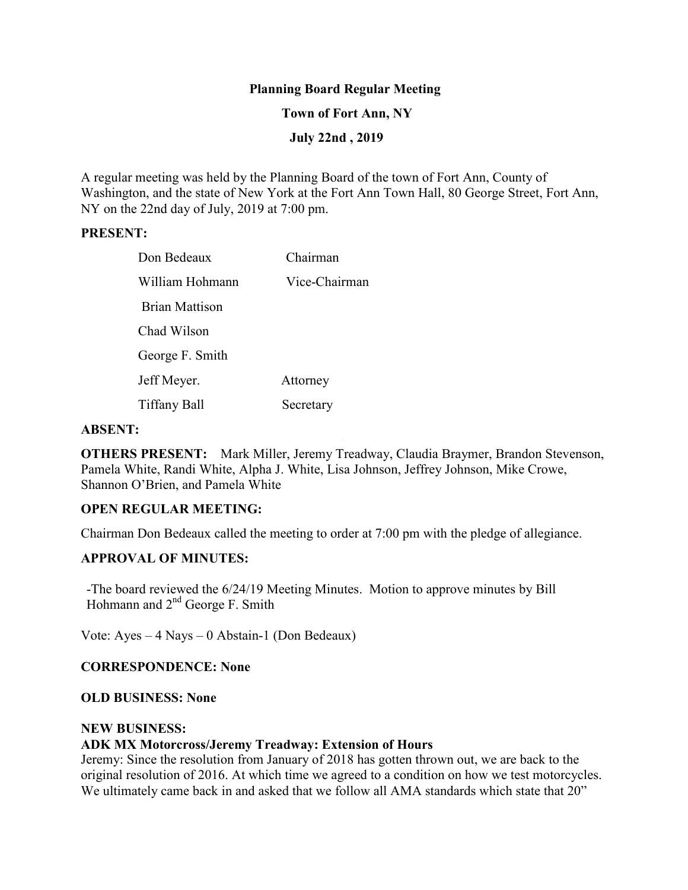**Planning Board Regular Meeting**

**Town of Fort Ann, NY**

**July 22nd , 2019**

A regular meeting was held by the Planning Board of the town of Fort Ann, County of Washington, and the state of New York at the Fort Ann Town Hall, 80 George Street, Fort Ann, NY on the 22nd day of July, 2019 at 7:00 pm.

**PRESENT:**

| | |
|---|---|
| Don Bedeaux | Chairman |
| William Hohmann | Vice-Chairman |
| Brian Mattison | |
| Chad Wilson | |
| George F. Smith | |
| Jeff Meyer. | Attorney |
| Tiffany Ball | Secretary |

**ABSENT:**

**OTHERS PRESENT:** Mark Miller, Jeremy Treadway, Claudia Braymer, Brandon Stevenson, Pamela White, Randi White, Alpha J. White, Lisa Johnson, Jeffrey Johnson, Mike Crowe, Shannon O'Brien, and Pamela White

**OPEN REGULAR MEETING:**

Chairman Don Bedeaux called the meeting to order at 7:00 pm with the pledge of allegiance.

**APPROVAL OF MINUTES:**

-The board reviewed the 6/24/19 Meeting Minutes. Motion to approve minutes by Bill Hohmann and 2nd George F. Smith

Vote: Ayes – 4 Nays – 0 Abstain-1 (Don Bedeaux)

**CORRESPONDENCE: None**

**OLD BUSINESS: None**

**NEW BUSINESS:**

**ADK MX Motorcross/Jeremy Treadway: Extension of Hours**

Jeremy: Since the resolution from January of 2018 has gotten thrown out, we are back to the original resolution of 2016. At which time we agreed to a condition on how we test motorcycles. We ultimately came back in and asked that we follow all AMA standards which state that 20"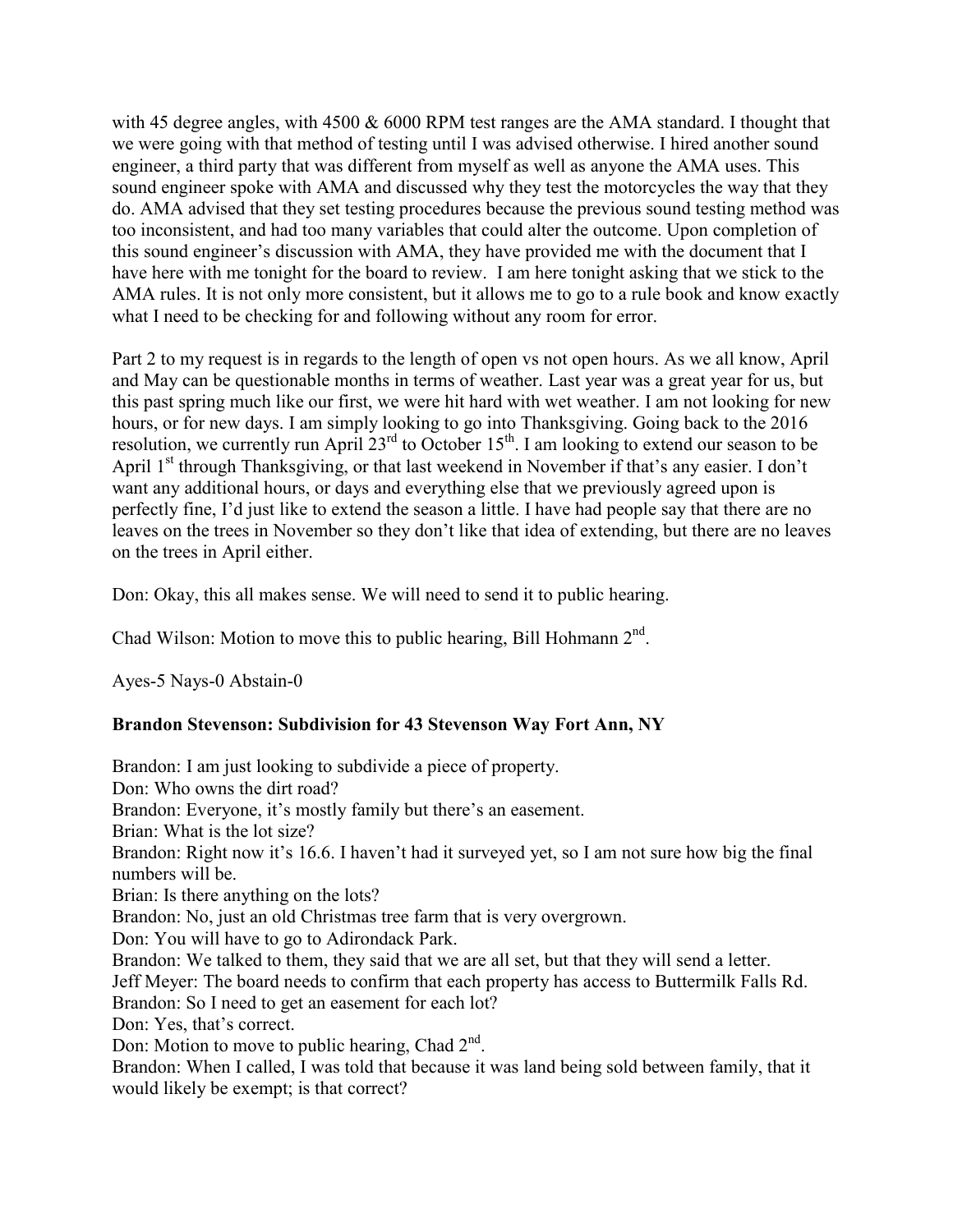with 45 degree angles, with 4500 & 6000 RPM test ranges are the AMA standard. I thought that we were going with that method of testing until I was advised otherwise. I hired another sound engineer, a third party that was different from myself as well as anyone the AMA uses. This sound engineer spoke with AMA and discussed why they test the motorcycles the way that they do. AMA advised that they set testing procedures because the previous sound testing method was too inconsistent, and had too many variables that could alter the outcome. Upon completion of this sound engineer's discussion with AMA, they have provided me with the document that I have here with me tonight for the board to review. I am here tonight asking that we stick to the AMA rules. It is not only more consistent, but it allows me to go to a rule book and know exactly what I need to be checking for and following without any room for error.

Part 2 to my request is in regards to the length of open vs not open hours. As we all know, April and May can be questionable months in terms of weather. Last year was a great year for us, but this past spring much like our first, we were hit hard with wet weather. I am not looking for new hours, or for new days. I am simply looking to go into Thanksgiving. Going back to the 2016 resolution, we currently run April 23rd to October 15th. I am looking to extend our season to be April 1st through Thanksgiving, or that last weekend in November if that's any easier. I don't want any additional hours, or days and everything else that we previously agreed upon is perfectly fine, I'd just like to extend the season a little. I have had people say that there are no leaves on the trees in November so they don't like that idea of extending, but there are no leaves on the trees in April either.

Don: Okay, this all makes sense. We will need to send it to public hearing.

Chad Wilson: Motion to move this to public hearing, Bill Hohmann 2nd.

Ayes-5 Nays-0 Abstain-0

**Brandon Stevenson: Subdivision for 43 Stevenson Way Fort Ann, NY**

Brandon: I am just looking to subdivide a piece of property.
Don: Who owns the dirt road?
Brandon: Everyone, it's mostly family but there's an easement.
Brian: What is the lot size?
Brandon: Right now it's 16.6. I haven't had it surveyed yet, so I am not sure how big the final numbers will be.
Brian: Is there anything on the lots?
Brandon: No, just an old Christmas tree farm that is very overgrown.
Don: You will have to go to Adirondack Park.
Brandon: We talked to them, they said that we are all set, but that they will send a letter.
Jeff Meyer: The board needs to confirm that each property has access to Buttermilk Falls Rd.
Brandon: So I need to get an easement for each lot?
Don: Yes, that's correct.
Don: Motion to move to public hearing, Chad 2nd.
Brandon: When I called, I was told that because it was land being sold between family, that it would likely be exempt; is that correct?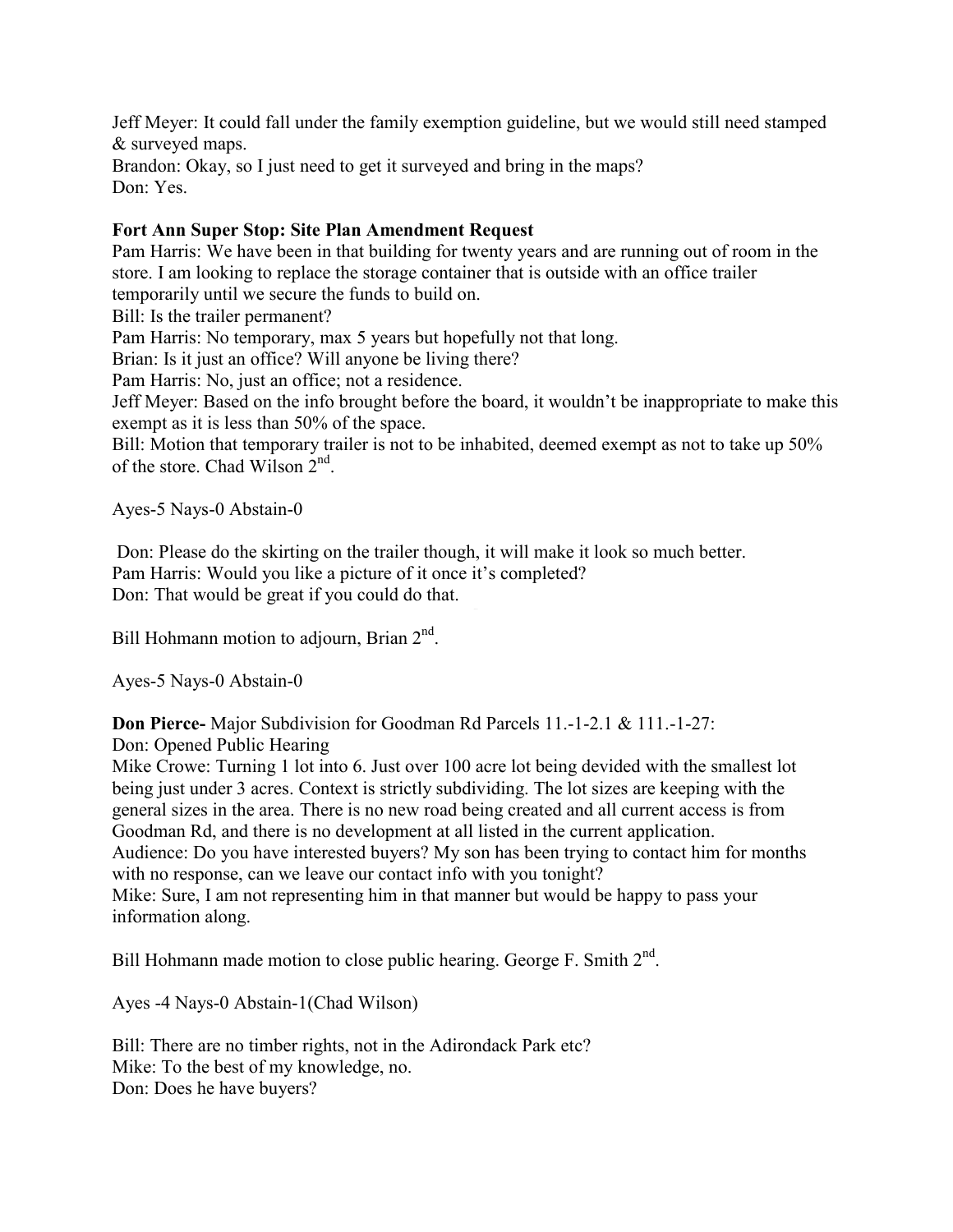Jeff Meyer: It could fall under the family exemption guideline, but we would still need stamped & surveyed maps.
Brandon: Okay, so I just need to get it surveyed and bring in the maps?
Don: Yes.

**Fort Ann Super Stop: Site Plan Amendment Request**
Pam Harris: We have been in that building for twenty years and are running out of room in the store. I am looking to replace the storage container that is outside with an office trailer temporarily until we secure the funds to build on.
Bill: Is the trailer permanent?
Pam Harris: No temporary, max 5 years but hopefully not that long.
Brian: Is it just an office? Will anyone be living there?
Pam Harris: No, just an office; not a residence.
Jeff Meyer: Based on the info brought before the board, it wouldn't be inappropriate to make this exempt as it is less than 50% of the space.
Bill: Motion that temporary trailer is not to be inhabited, deemed exempt as not to take up 50% of the store. Chad Wilson 2nd.

Ayes-5 Nays-0 Abstain-0

Don: Please do the skirting on the trailer though, it will make it look so much better.
Pam Harris: Would you like a picture of it once it's completed?
Don: That would be great if you could do that.

Bill Hohmann motion to adjourn, Brian 2nd.

Ayes-5 Nays-0 Abstain-0

**Don Pierce-** Major Subdivision for Goodman Rd Parcels 11.-1-2.1 & 111.-1-27:
Don: Opened Public Hearing
Mike Crowe: Turning 1 lot into 6. Just over 100 acre lot being devided with the smallest lot being just under 3 acres. Context is strictly subdividing. The lot sizes are keeping with the general sizes in the area. There is no new road being created and all current access is from Goodman Rd, and there is no development at all listed in the current application.
Audience: Do you have interested buyers? My son has been trying to contact him for months with no response, can we leave our contact info with you tonight?
Mike: Sure, I am not representing him in that manner but would be happy to pass your information along.

Bill Hohmann made motion to close public hearing. George F. Smith 2nd.

Ayes -4 Nays-0 Abstain-1(Chad Wilson)

Bill: There are no timber rights, not in the Adirondack Park etc?
Mike: To the best of my knowledge, no.
Don: Does he have buyers?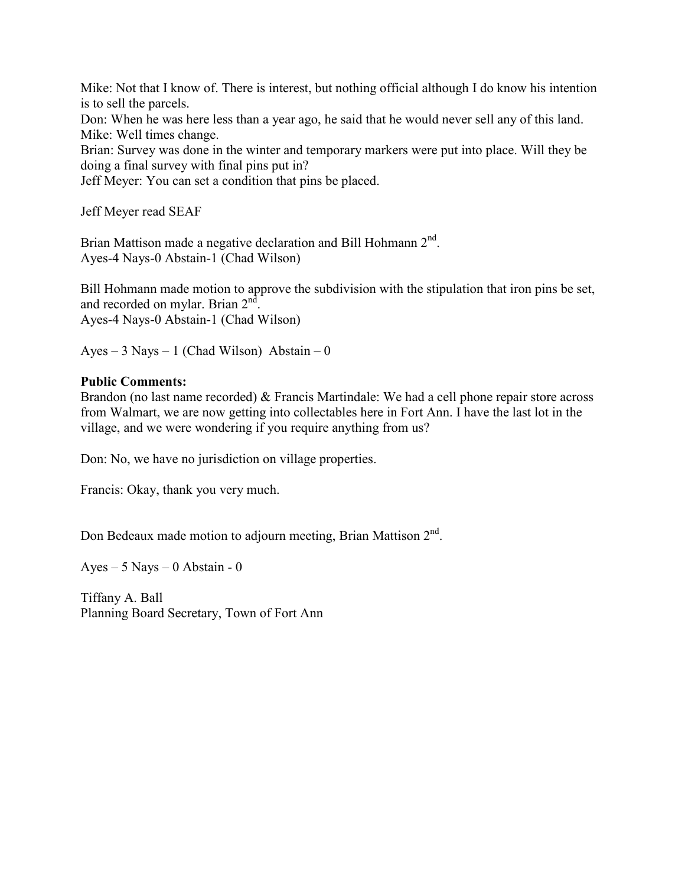Mike: Not that I know of. There is interest, but nothing official although I do know his intention is to sell the parcels.
Don: When he was here less than a year ago, he said that he would never sell any of this land.
Mike: Well times change.
Brian: Survey was done in the winter and temporary markers were put into place. Will they be doing a final survey with final pins put in?
Jeff Meyer: You can set a condition that pins be placed.

Jeff Meyer read SEAF

Brian Mattison made a negative declaration and Bill Hohmann 2nd.
Ayes-4 Nays-0 Abstain-1 (Chad Wilson)

Bill Hohmann made motion to approve the subdivision with the stipulation that iron pins be set, and recorded on mylar. Brian 2nd.
Ayes-4 Nays-0 Abstain-1 (Chad Wilson)

Ayes – 3 Nays – 1 (Chad Wilson) Abstain – 0

**Public Comments:**
Brandon (no last name recorded) & Francis Martindale: We had a cell phone repair store across from Walmart, we are now getting into collectables here in Fort Ann. I have the last lot in the village, and we were wondering if you require anything from us?

Don: No, we have no jurisdiction on village properties.

Francis: Okay, thank you very much.

Don Bedeaux made motion to adjourn meeting, Brian Mattison 2nd.

Ayes – 5 Nays – 0 Abstain - 0

Tiffany A. Ball
Planning Board Secretary, Town of Fort Ann